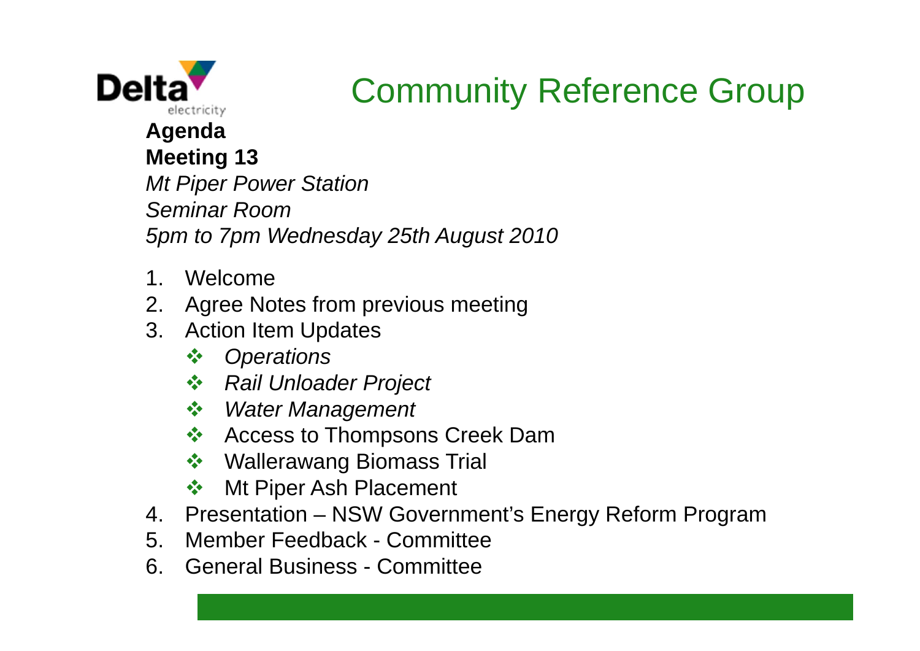Delta electricity

# Community Reference Group

**Agenda**
**Meeting 13**
*Mt Piper Power Station*
*Seminar Room*
*5pm to 7pm Wednesday 25th August 2010*

1. Welcome
2. Agree Notes from previous meeting
3. Action Item Updates
   - *Operations*
   - *Rail Unloader Project*
   - *Water Management*
   - Access to Thompsons Creek Dam
   - Wallerawang Biomass Trial
   - Mt Piper Ash Placement
4. Presentation – NSW Government's Energy Reform Program
5. Member Feedback - Committee
6. General Business - Committee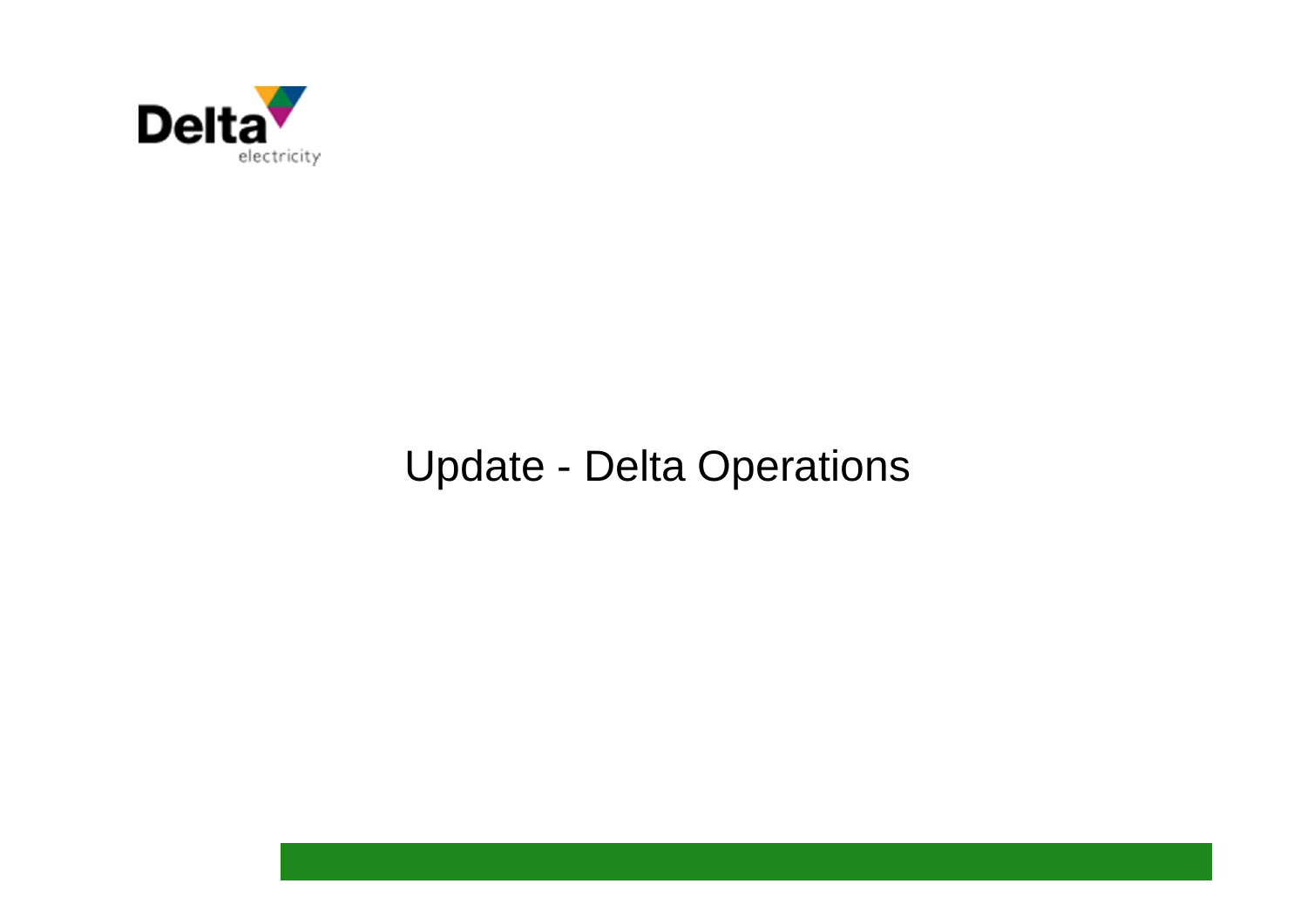Delta electricity

# Update - Delta Operations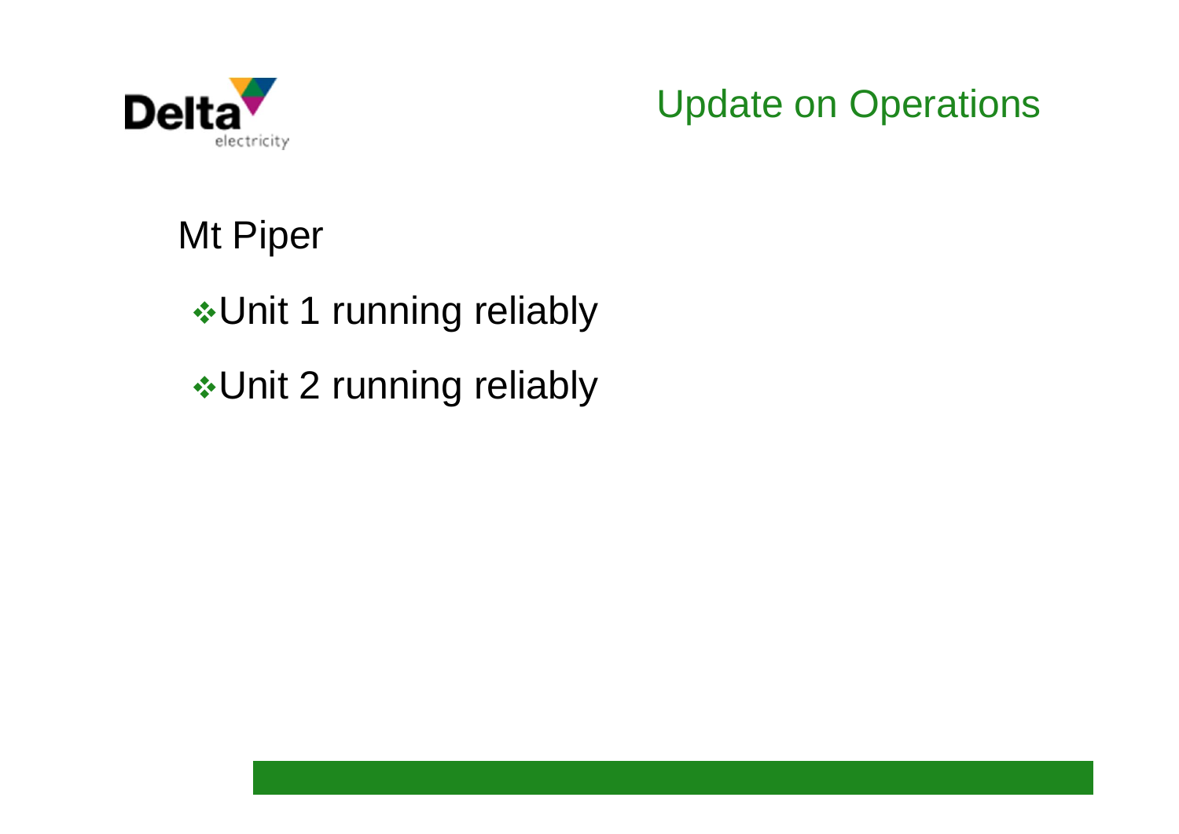# Update on Operations

## Mt Piper

- Unit 1 running reliably
- Unit 2 running reliably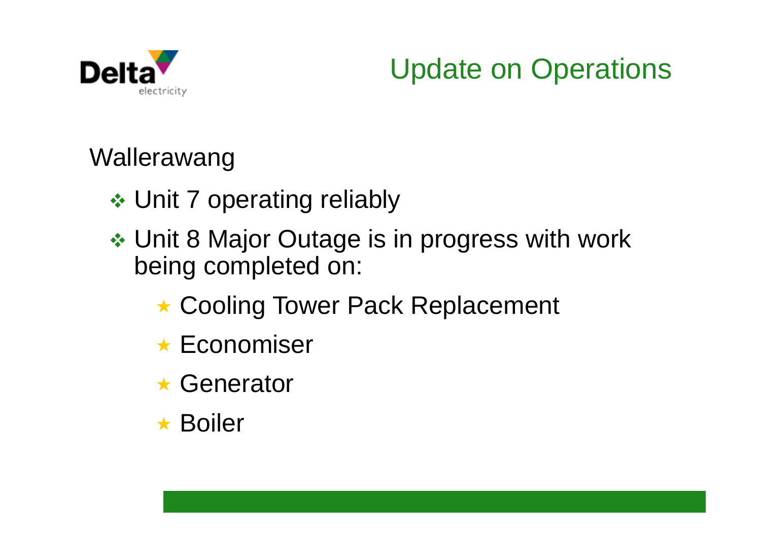# Update on Operations

Wallerawang

- Unit 7 operating reliably
- Unit 8 Major Outage is in progress with work being completed on:
  - Cooling Tower Pack Replacement
  - Economiser
  - Generator
  - Boiler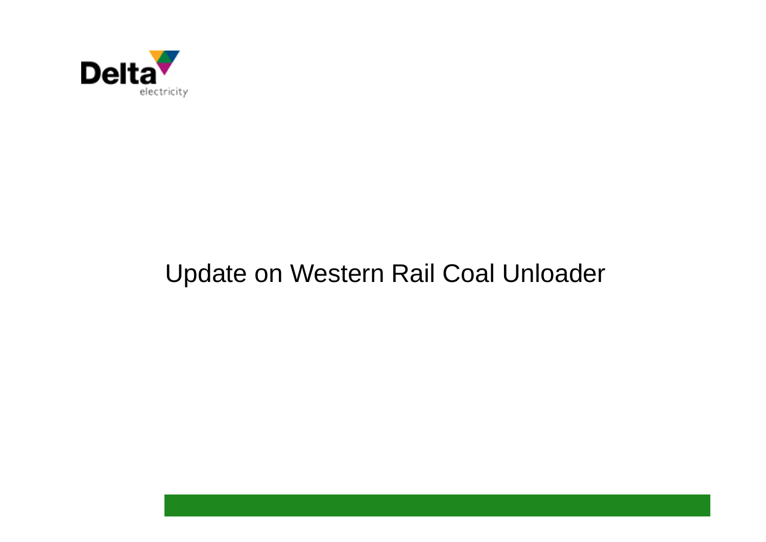# Update on Western Rail Coal Unloader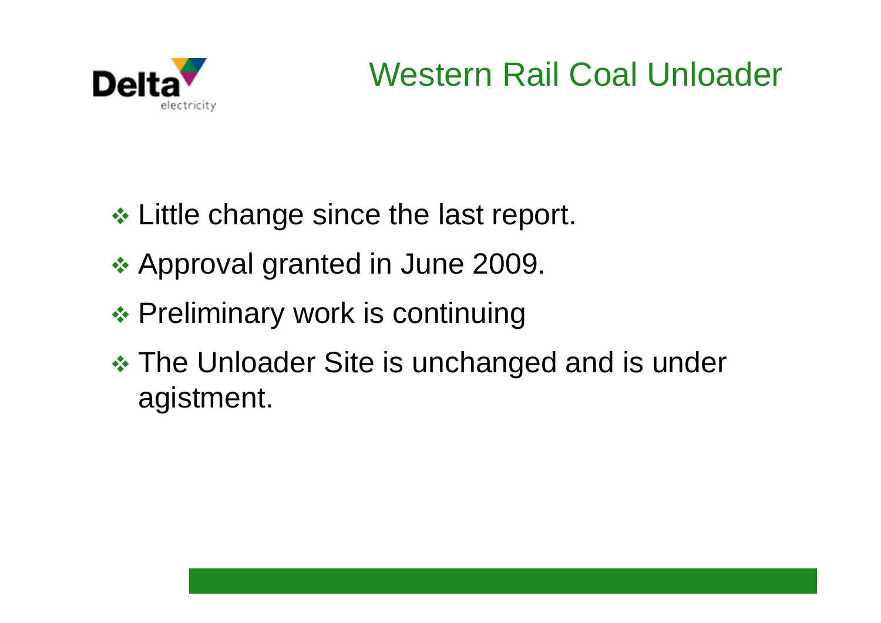# Western Rail Coal Unloader

- Little change since the last report.
- Approval granted in June 2009.
- Preliminary work is continuing
- The Unloader Site is unchanged and is under agistment.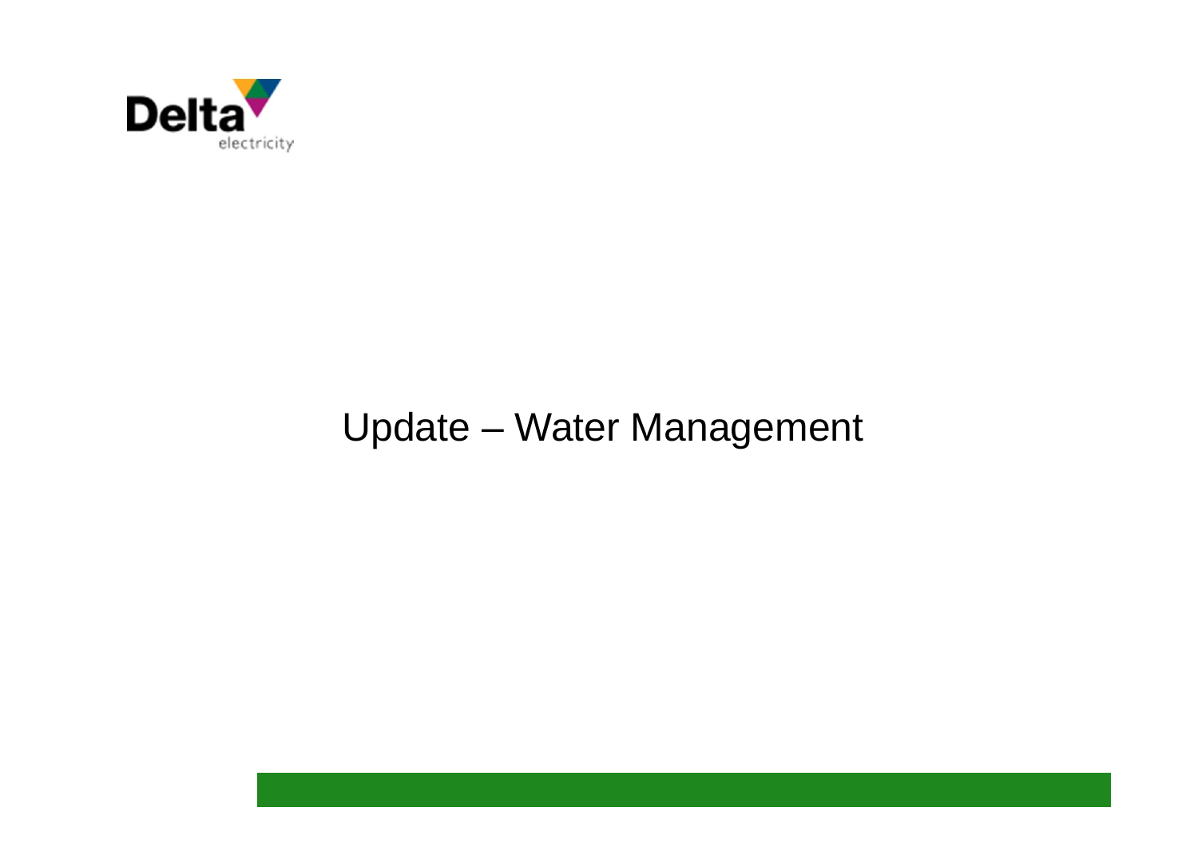# Update – Water Management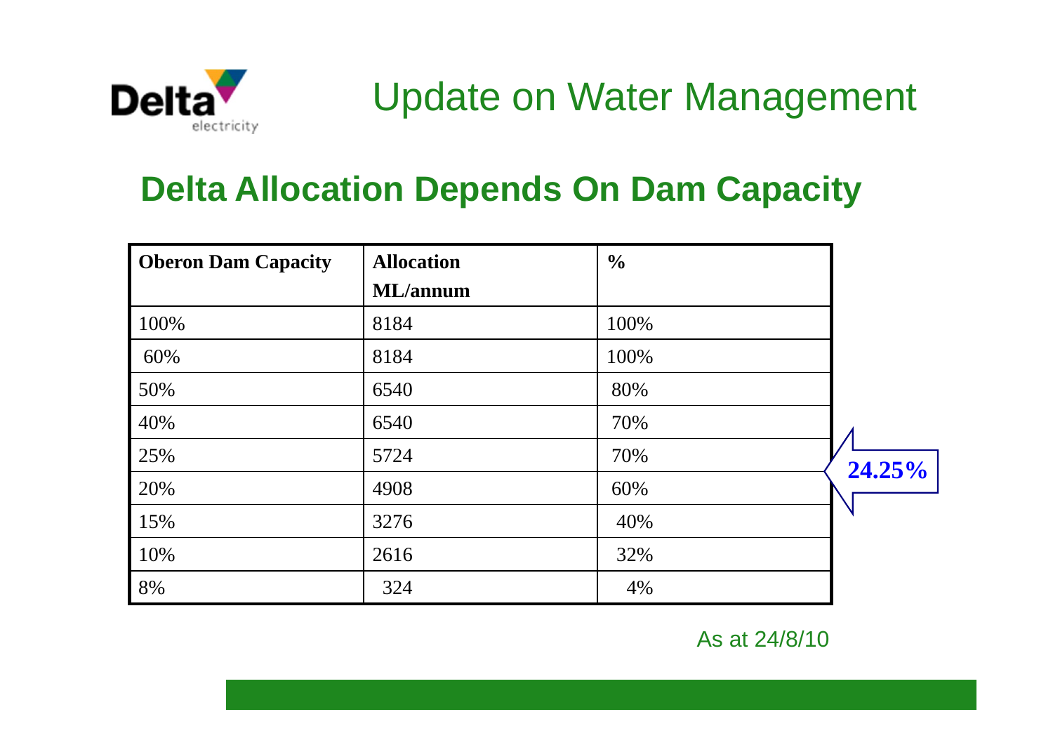# Update on Water Management

## Delta Allocation Depends On Dam Capacity

| Oberon Dam Capacity | Allocation ML/annum | % |
|---|---|---|
| 100% | 8184 | 100% |
| 60% | 8184 | 100% |
| 50% | 6540 | 80% |
| 40% | 6540 | 70% |
| 25% | 5724 | 70% |
| 20% | 4908 | 60% |
| 15% | 3276 | 40% |
| 10% | 2616 | 32% |
| 8% | 324 | 4% |

**24.25%**

As at 24/8/10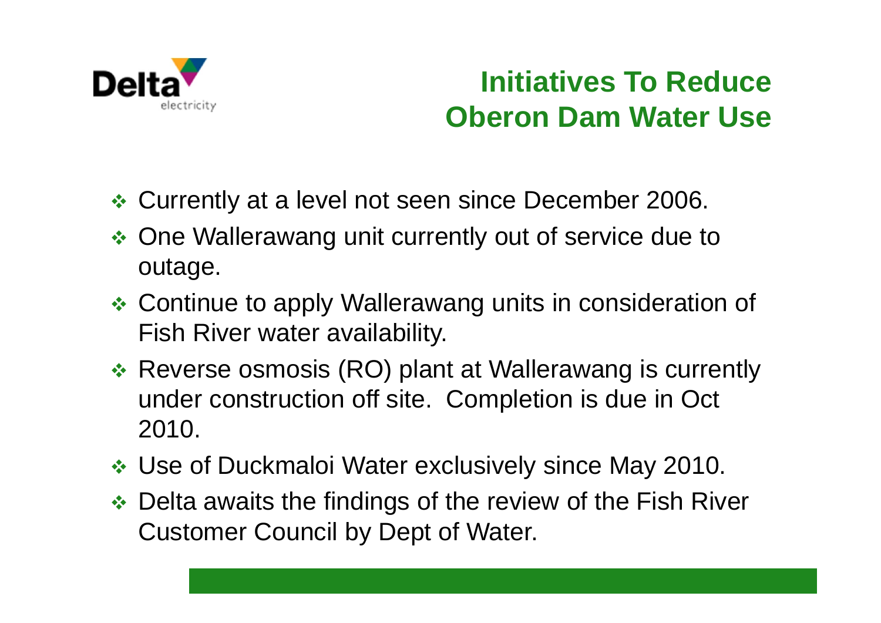# Initiatives To Reduce Oberon Dam Water Use

- Currently at a level not seen since December 2006.
- One Wallerawang unit currently out of service due to outage.
- Continue to apply Wallerawang units in consideration of Fish River water availability.
- Reverse osmosis (RO) plant at Wallerawang is currently under construction off site. Completion is due in Oct 2010.
- Use of Duckmaloi Water exclusively since May 2010.
- Delta awaits the findings of the review of the Fish River Customer Council by Dept of Water.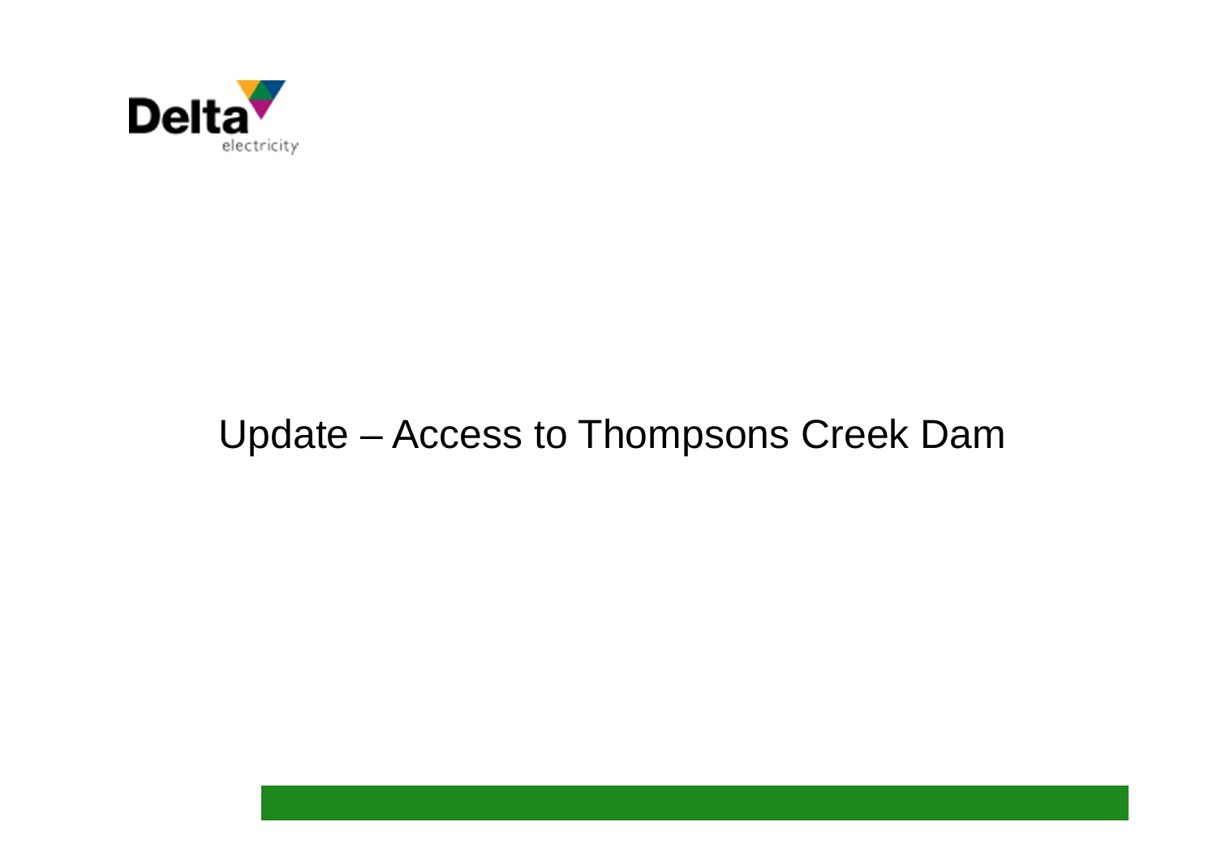# Update – Access to Thompsons Creek Dam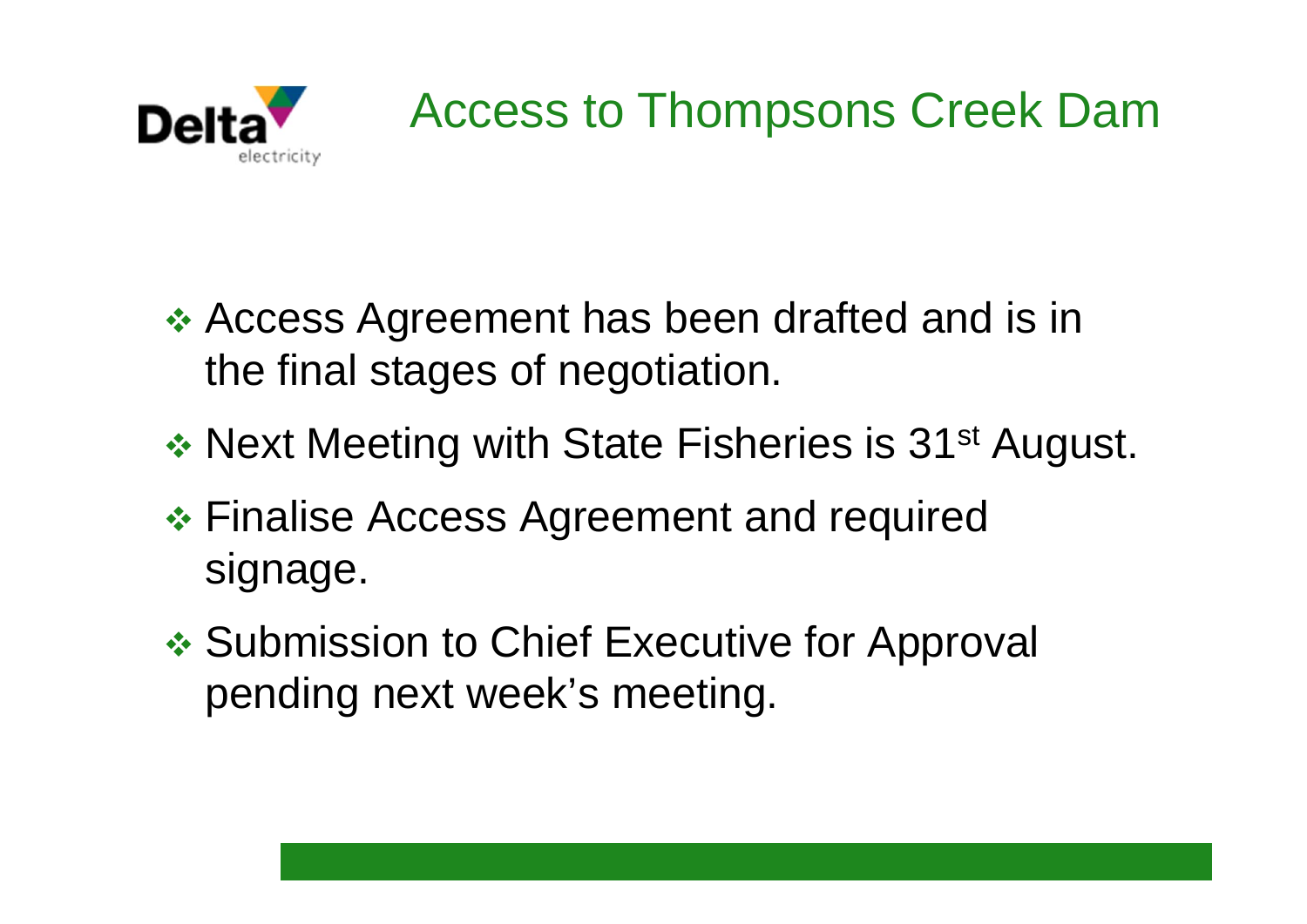# Access to Thompsons Creek Dam

- Access Agreement has been drafted and is in the final stages of negotiation.
- Next Meeting with State Fisheries is 31st August.
- Finalise Access Agreement and required signage.
- Submission to Chief Executive for Approval pending next week's meeting.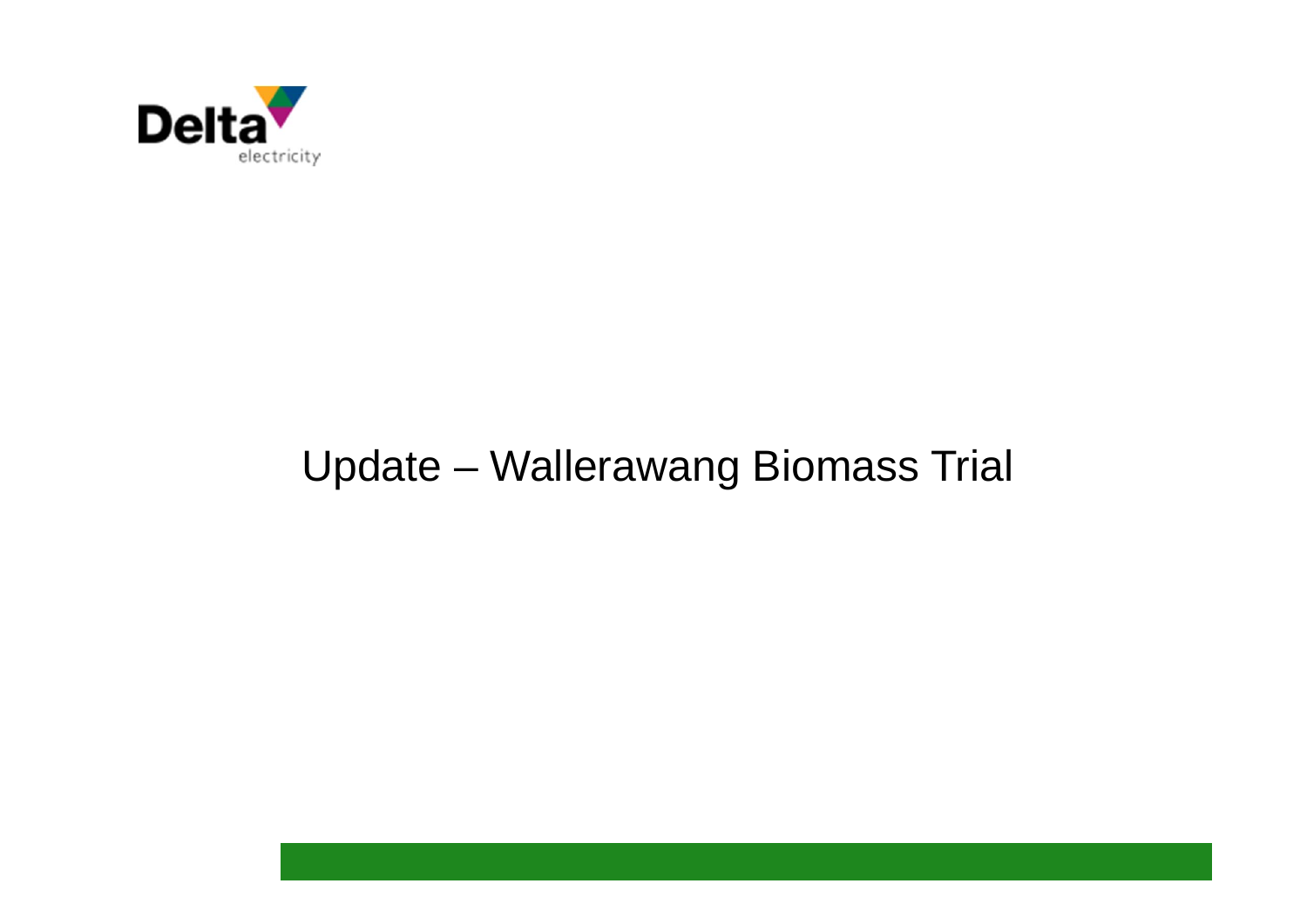Delta electricity

# Update – Wallerawang Biomass Trial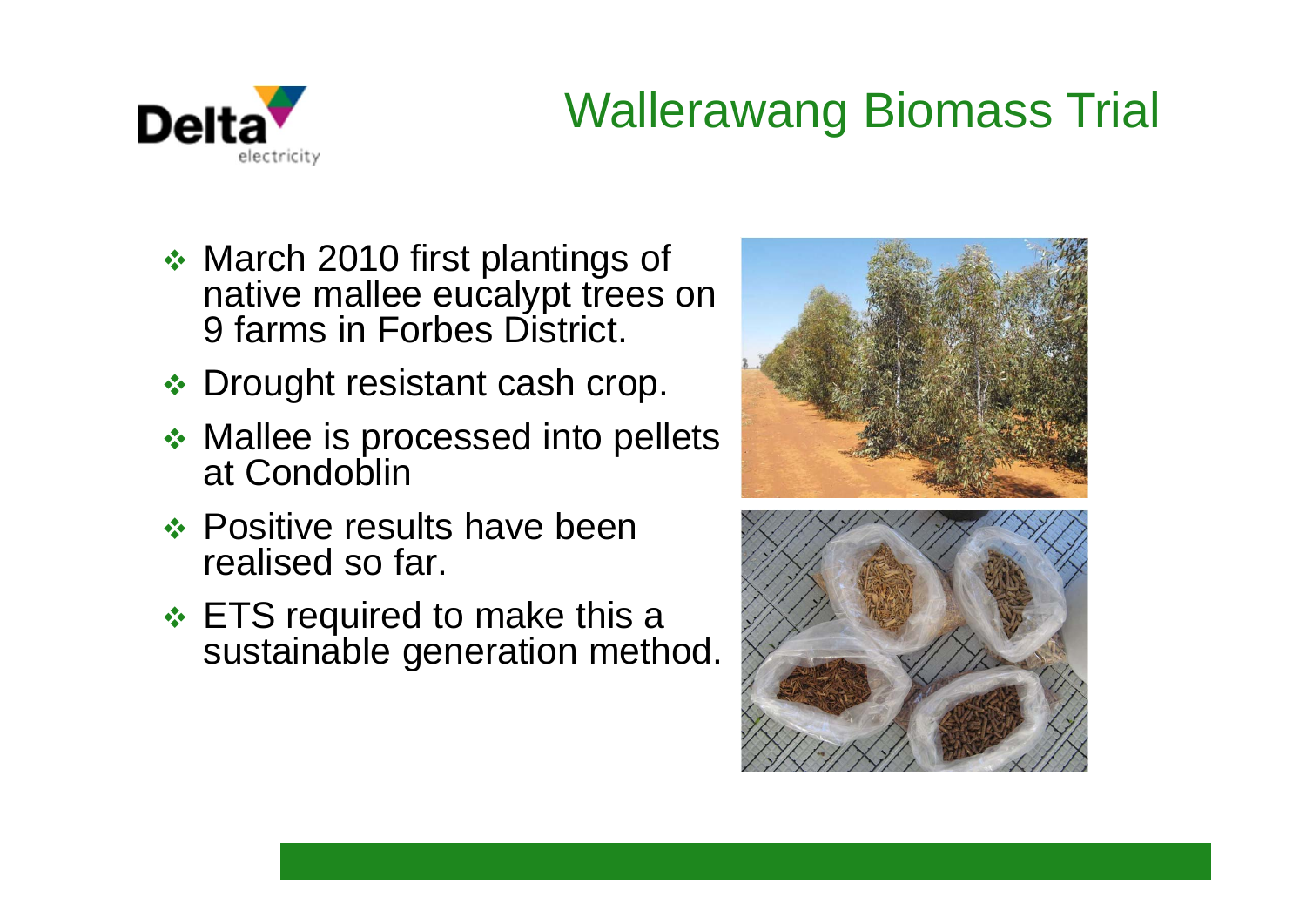# Wallerawang Biomass Trial

- March 2010 first plantings of native mallee eucalypt trees on 9 farms in Forbes District.
- Drought resistant cash crop.
- Mallee is processed into pellets at Condoblin
- Positive results have been realised so far.
- ETS required to make this a sustainable generation method.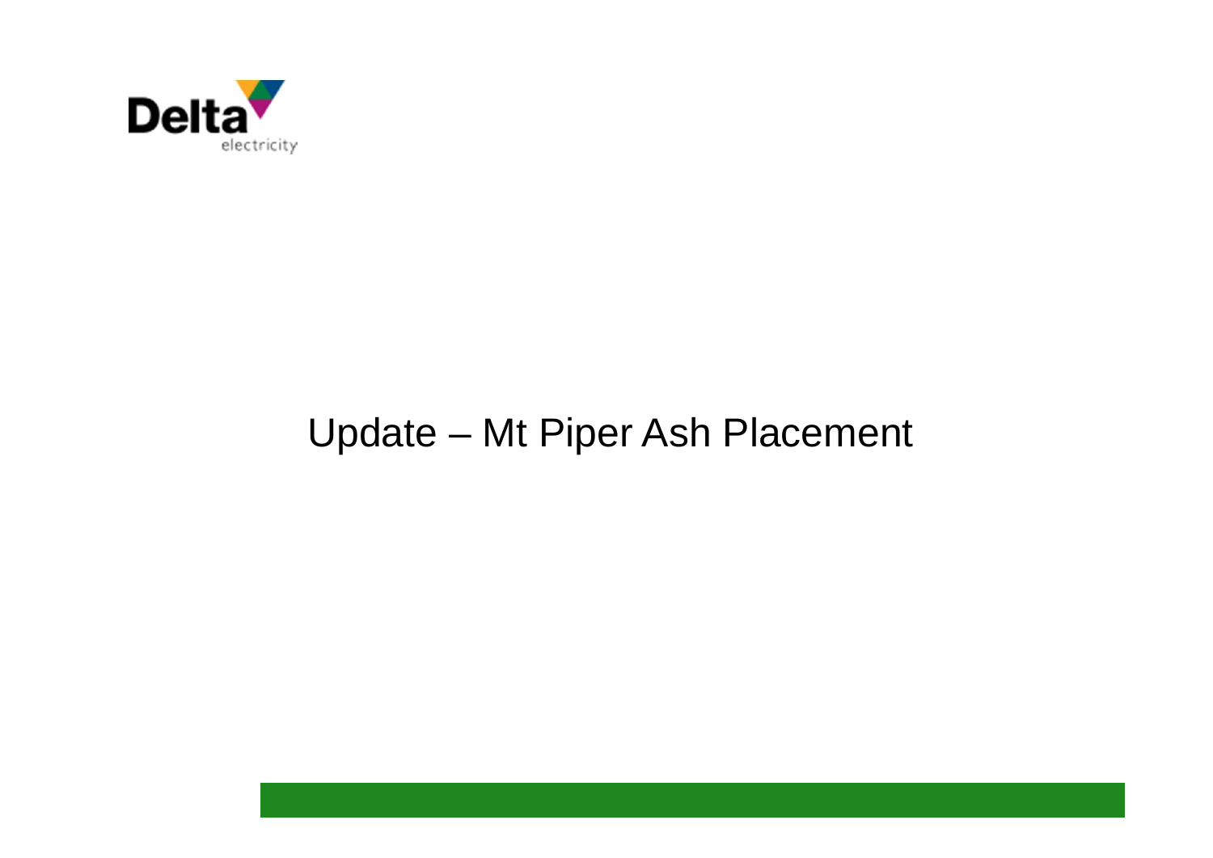# Update – Mt Piper Ash Placement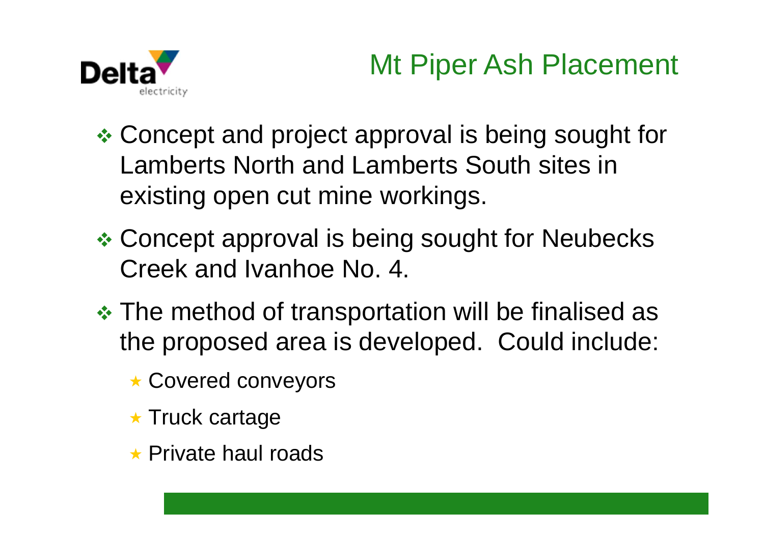# Mt Piper Ash Placement

- Concept and project approval is being sought for Lamberts North and Lamberts South sites in existing open cut mine workings.
- Concept approval is being sought for Neubecks Creek and Ivanhoe No. 4.
- The method of transportation will be finalised as the proposed area is developed. Could include:
  - Covered conveyors
  - Truck cartage
  - Private haul roads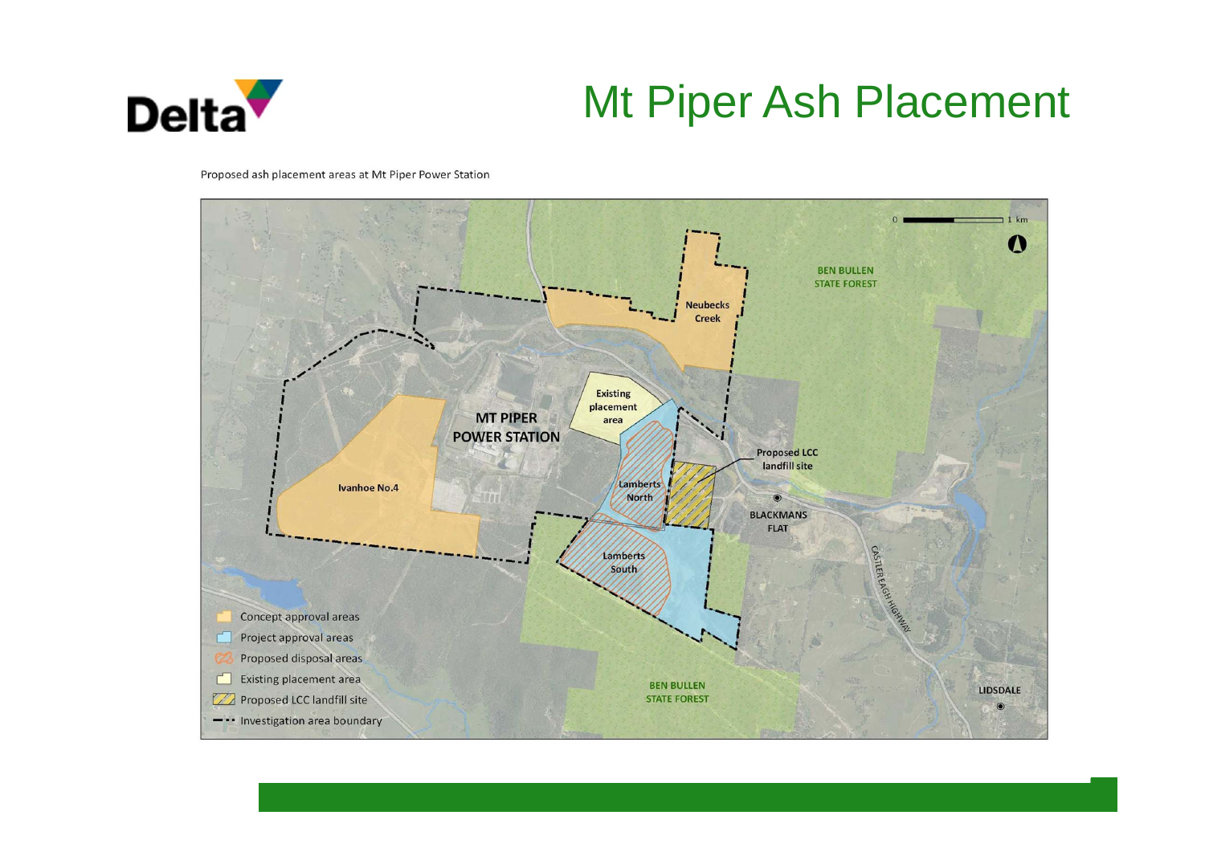# Mt Piper Ash Placement

Proposed ash placement areas at Mt Piper Power Station

MT PIPER POWER STATION

Ivanhoe No.4

Existing placement area

Neubecks Creek

Lamberts North

Lamberts South

Proposed LCC landfill site

BLACKMANS FLAT

BEN BULLEN STATE FOREST

BEN BULLEN STATE FOREST

CASTLEREAGH HIGHWAY

LIDSDALE

0 1 km

- Concept approval areas
- Project approval areas
- Proposed disposal areas
- Existing placement area
- Proposed LCC landfill site
- Investigation area boundary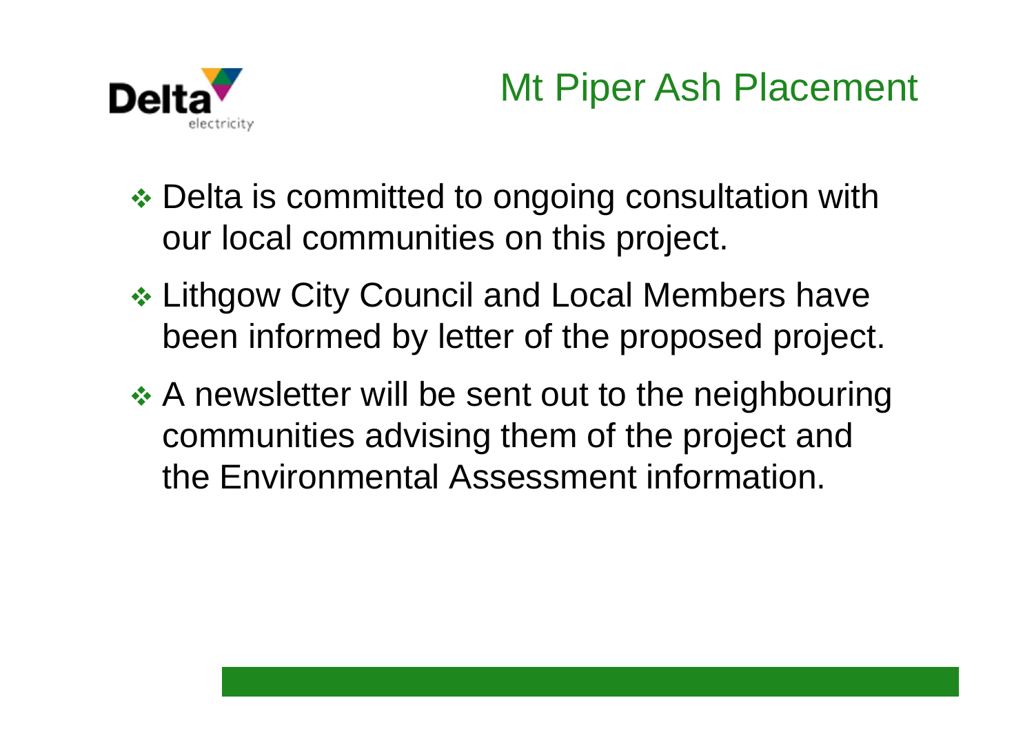# Mt Piper Ash Placement

- Delta is committed to ongoing consultation with our local communities on this project.
- Lithgow City Council and Local Members have been informed by letter of the proposed project.
- A newsletter will be sent out to the neighbouring communities advising them of the project and the Environmental Assessment information.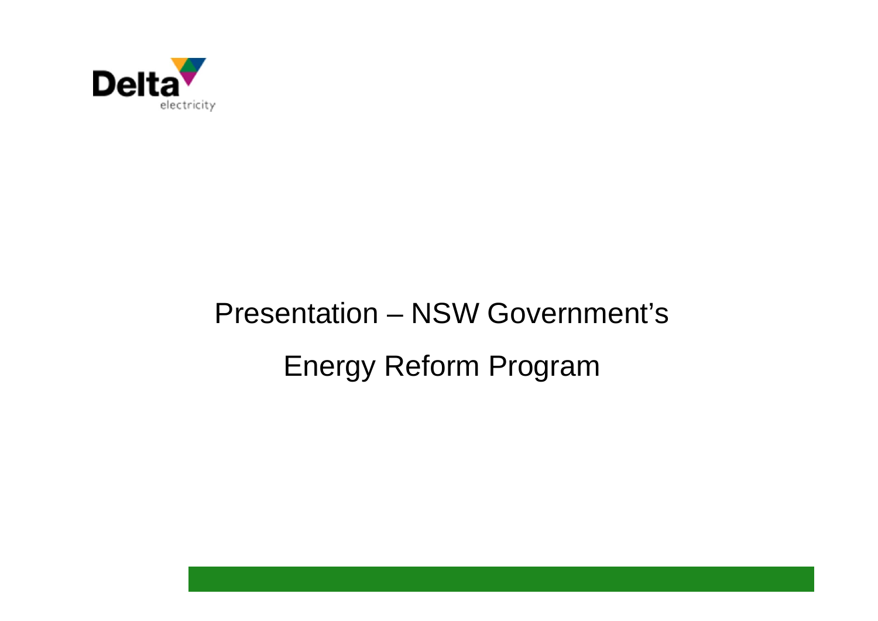Delta electricity

# Presentation – NSW Government's Energy Reform Program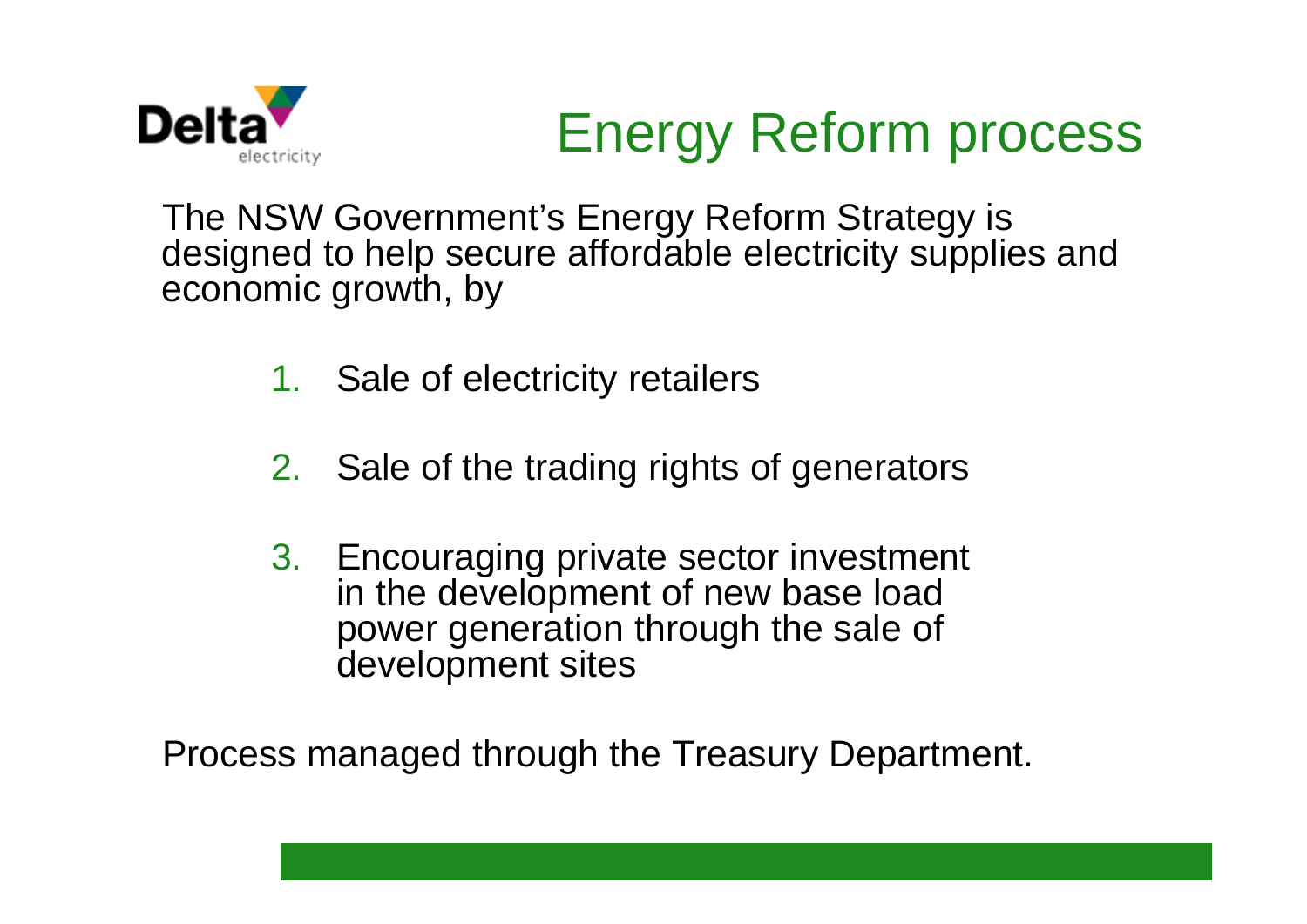# Energy Reform process

The NSW Government's Energy Reform Strategy is designed to help secure affordable electricity supplies and economic growth, by

1. Sale of electricity retailers
2. Sale of the trading rights of generators
3. Encouraging private sector investment in the development of new base load power generation through the sale of development sites

Process managed through the Treasury Department.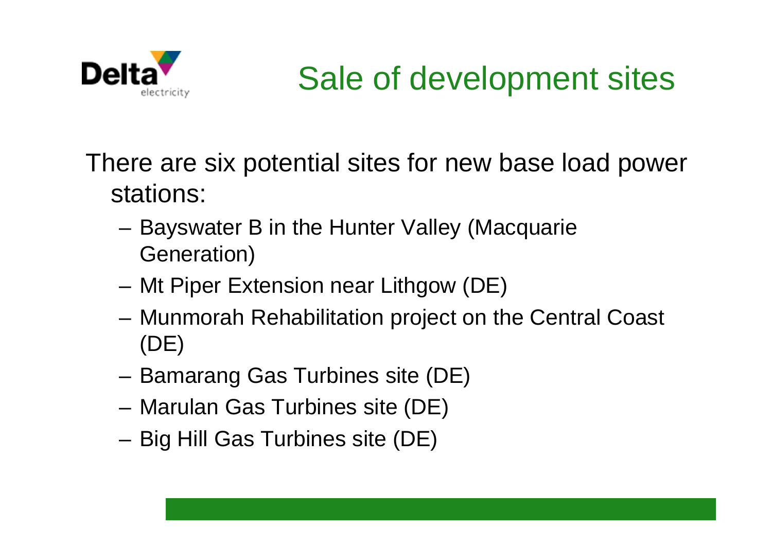# Sale of development sites

There are six potential sites for new base load power stations:

- Bayswater B in the Hunter Valley (Macquarie Generation)
- Mt Piper Extension near Lithgow (DE)
- Munmorah Rehabilitation project on the Central Coast (DE)
- Bamarang Gas Turbines site (DE)
- Marulan Gas Turbines site (DE)
- Big Hill Gas Turbines site (DE)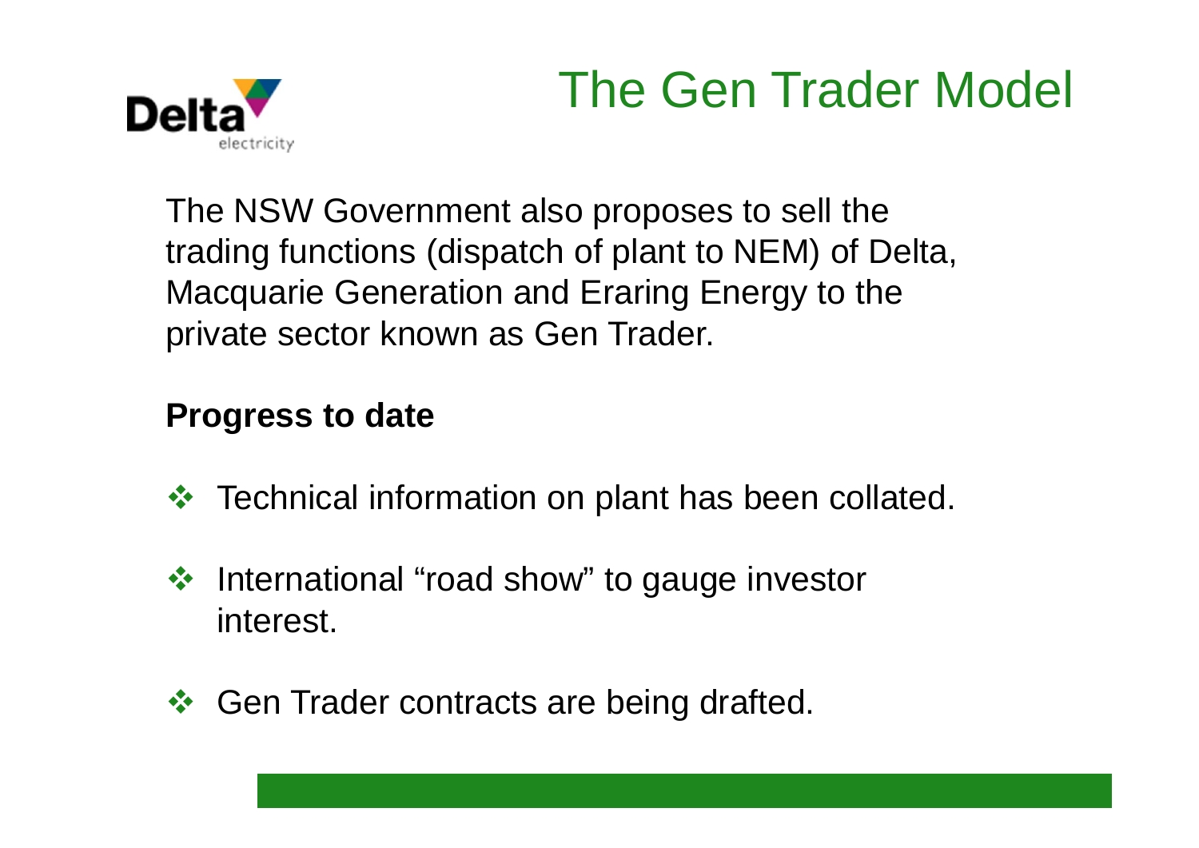# The Gen Trader Model

The NSW Government also proposes to sell the trading functions (dispatch of plant to NEM) of Delta, Macquarie Generation and Eraring Energy to the private sector known as Gen Trader.

**Progress to date**

- Technical information on plant has been collated.
- International "road show" to gauge investor interest.
- Gen Trader contracts are being drafted.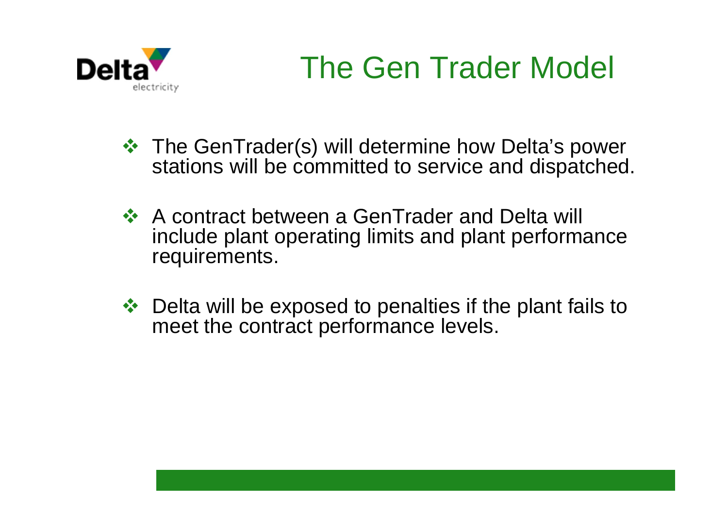# The Gen Trader Model

- The GenTrader(s) will determine how Delta's power stations will be committed to service and dispatched.
- A contract between a GenTrader and Delta will include plant operating limits and plant performance requirements.
- Delta will be exposed to penalties if the plant fails to meet the contract performance levels.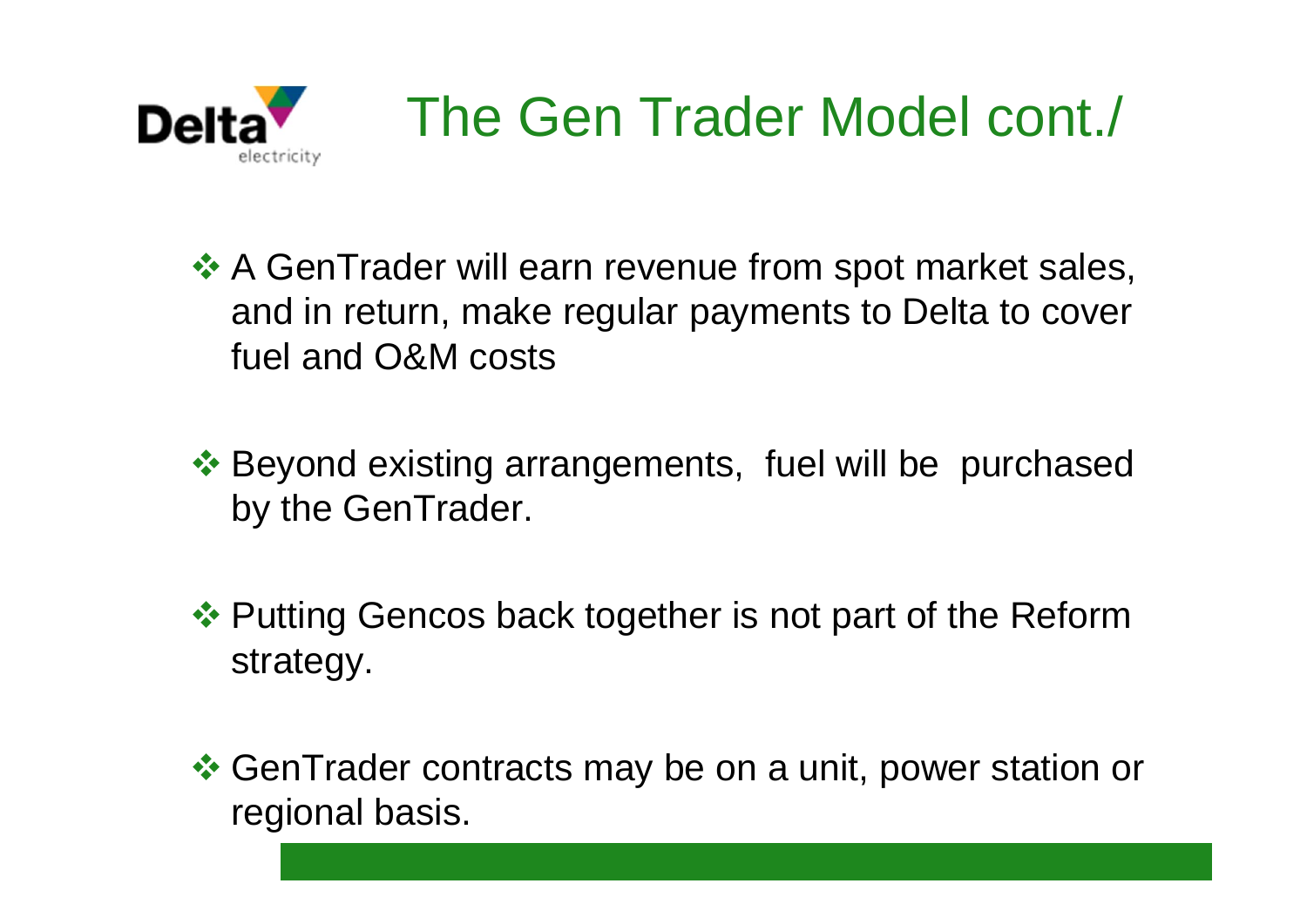# The Gen Trader Model cont./

- A GenTrader will earn revenue from spot market sales, and in return, make regular payments to Delta to cover fuel and O&M costs

- Beyond existing arrangements, fuel will be purchased by the GenTrader.

- Putting Gencos back together is not part of the Reform strategy.

- GenTrader contracts may be on a unit, power station or regional basis.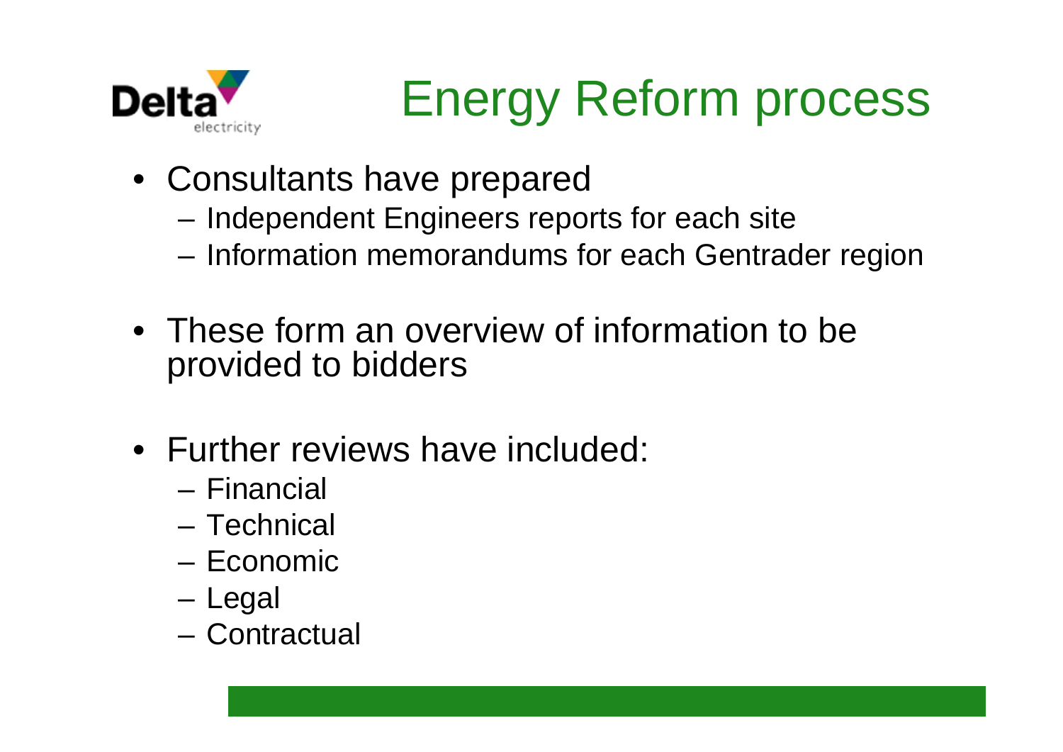# Energy Reform process

- Consultants have prepared
  - Independent Engineers reports for each site
  - Information memorandums for each Gentrader region
- These form an overview of information to be provided to bidders
- Further reviews have included:
  - Financial
  - Technical
  - Economic
  - Legal
  - Contractual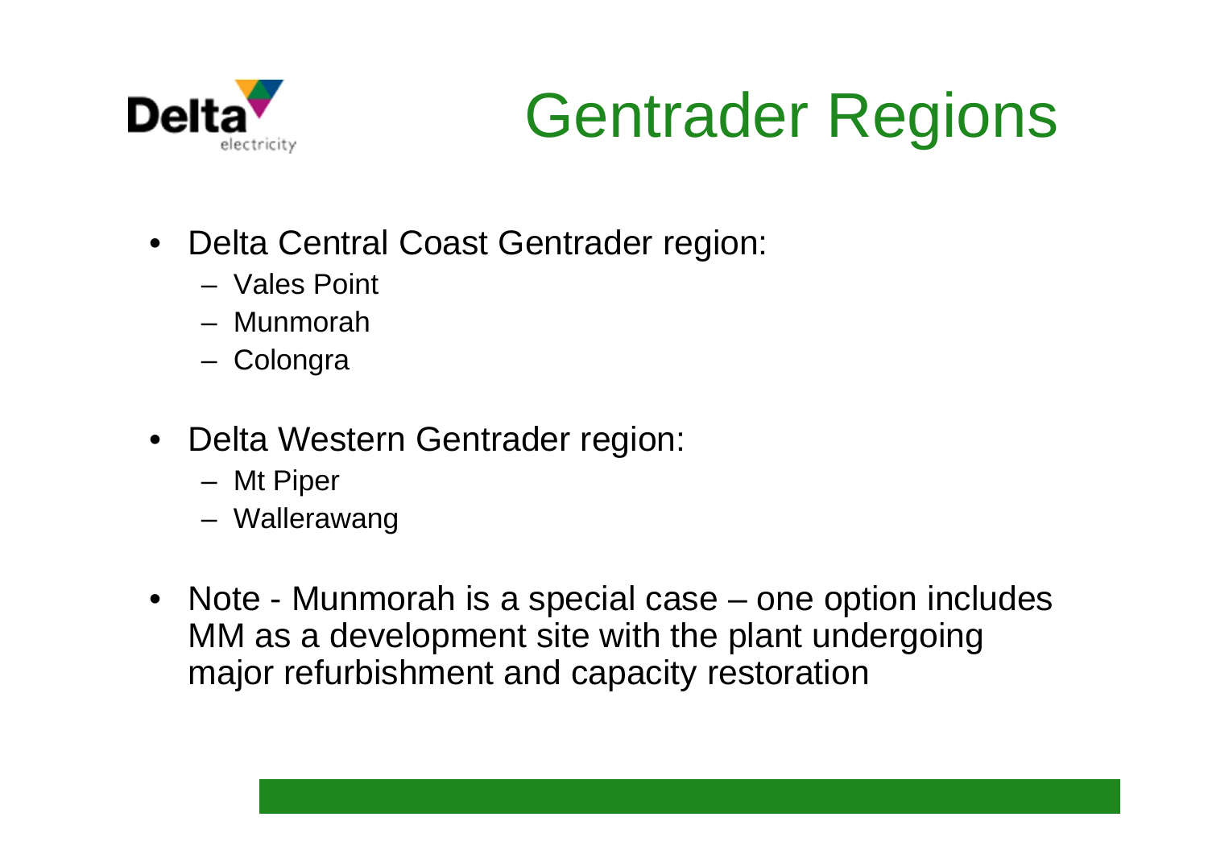# Gentrader Regions

- Delta Central Coast Gentrader region:
  - Vales Point
  - Munmorah
  - Colongra
- Delta Western Gentrader region:
  - Mt Piper
  - Wallerawang
- Note - Munmorah is a special case – one option includes MM as a development site with the plant undergoing major refurbishment and capacity restoration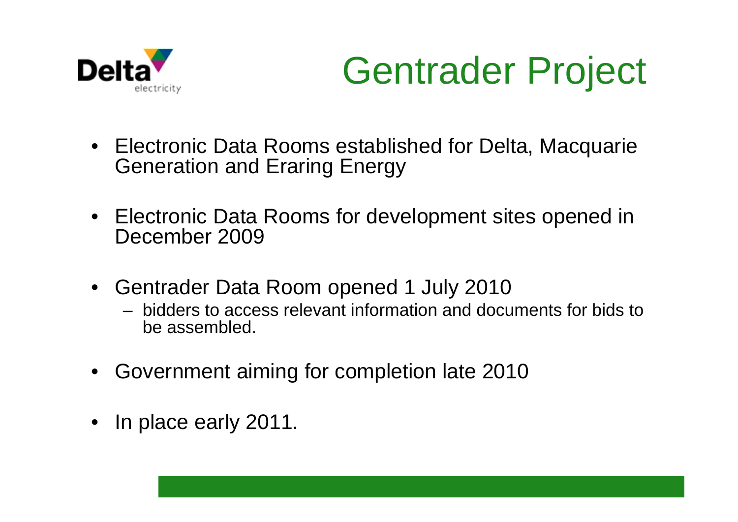# Gentrader Project

- Electronic Data Rooms established for Delta, Macquarie Generation and Eraring Energy
- Electronic Data Rooms for development sites opened in December 2009
- Gentrader Data Room opened 1 July 2010
  - bidders to access relevant information and documents for bids to be assembled.
- Government aiming for completion late 2010
- In place early 2011.